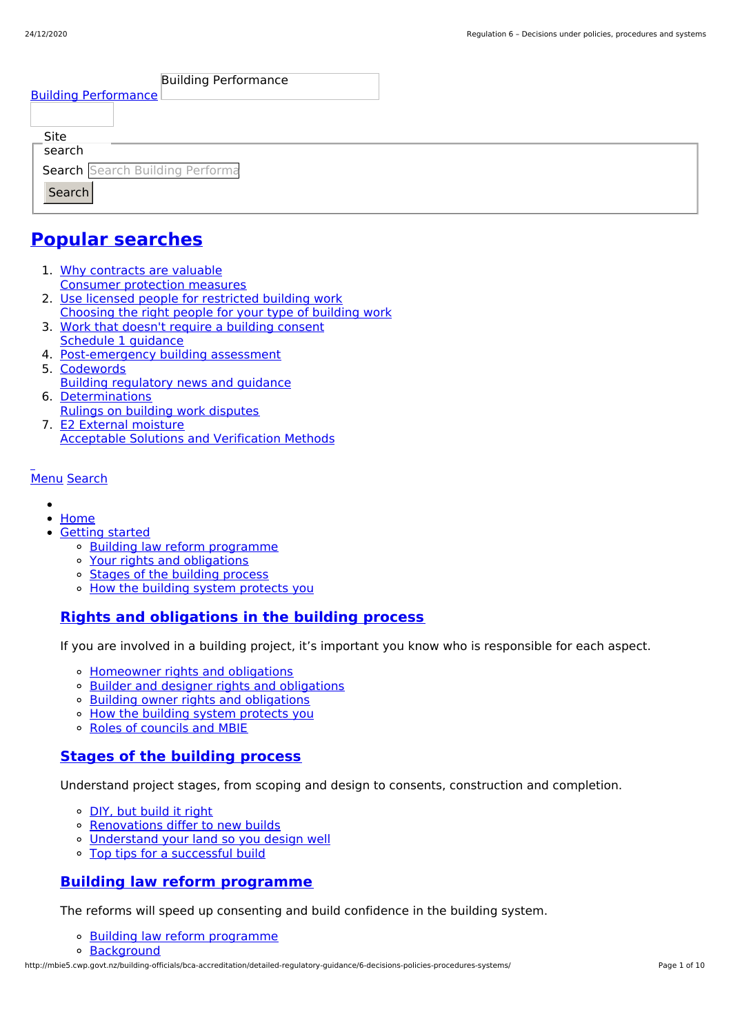Building Performance

Building Performance

Site search

Search

Search

## Popular searches

1. Why contracts are valuable
   Consumer protection measures
2. Use licensed people for restricted building work
   Choosing the right people for your type of building work
3. Work that doesn't require a building consent
   Schedule 1 guidance
4. Post-emergency building assessment
5. Codewords
   Building regulatory news and guidance
6. Determinations
   Rulings on building work disputes
7. E2 External moisture
   Acceptable Solutions and Verification Methods

Menu Search

- Home
- Getting started
  - Building law reform programme
  - Your rights and obligations
  - Stages of the building process
  - How the building system protects you

### Rights and obligations in the building process

If you are involved in a building project, it's important you know who is responsible for each aspect.

- Homeowner rights and obligations
- Builder and designer rights and obligations
- Building owner rights and obligations
- How the building system protects you
- Roles of councils and MBIE

### Stages of the building process

Understand project stages, from scoping and design to consents, construction and completion.

- DIY, but build it right
- Renovations differ to new builds
- Understand your land so you design well
- Top tips for a successful build

### Building law reform programme

The reforms will speed up consenting and build confidence in the building system.

- Building law reform programme
- Background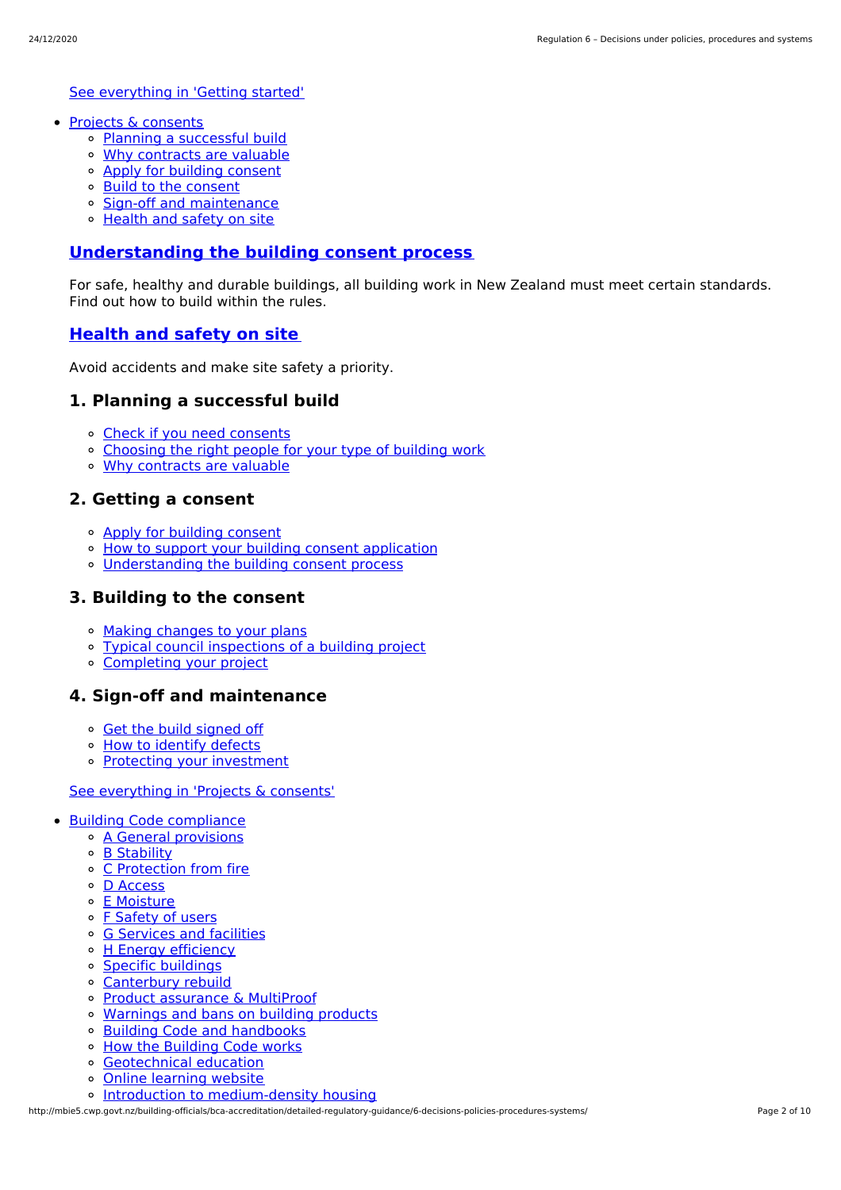See everything in 'Getting started'

- Projects & consents
  - Planning a successful build
  - Why contracts are valuable
  - Apply for building consent
  - Build to the consent
  - Sign-off and maintenance
  - Health and safety on site

## Understanding the building consent process

For safe, healthy and durable buildings, all building work in New Zealand must meet certain standards. Find out how to build within the rules.

## Health and safety on site

Avoid accidents and make site safety a priority.

### 1. Planning a successful build

- Check if you need consents
- Choosing the right people for your type of building work
- Why contracts are valuable

### 2. Getting a consent

- Apply for building consent
- How to support your building consent application
- Understanding the building consent process

### 3. Building to the consent

- Making changes to your plans
- Typical council inspections of a building project
- Completing your project

### 4. Sign-off and maintenance

- Get the build signed off
- How to identify defects
- Protecting your investment

See everything in 'Projects & consents'

- Building Code compliance
  - A General provisions
  - B Stability
  - C Protection from fire
  - D Access
  - E Moisture
  - F Safety of users
  - G Services and facilities
  - H Energy efficiency
  - Specific buildings
  - Canterbury rebuild
  - Product assurance & MultiProof
  - Warnings and bans on building products
  - Building Code and handbooks
  - How the Building Code works
  - Geotechnical education
  - Online learning website
  - Introduction to medium-density housing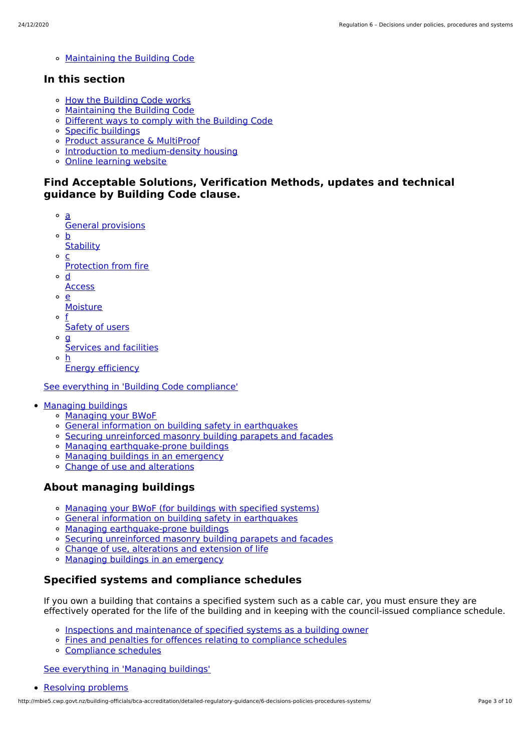- Maintaining the Building Code

## In this section

- How the Building Code works
- Maintaining the Building Code
- Different ways to comply with the Building Code
- Specific buildings
- Product assurance & MultiProof
- Introduction to medium-density housing
- Online learning website

## Find Acceptable Solutions, Verification Methods, updates and technical guidance by Building Code clause.

- a
  General provisions
- b
  Stability
- c
  Protection from fire
- d
  Access
- e
  Moisture
- f
  Safety of users
- g
  Services and facilities
- h
  Energy efficiency

See everything in 'Building Code compliance'

- Managing buildings
  - Managing your BWoF
  - General information on building safety in earthquakes
  - Securing unreinforced masonry building parapets and facades
  - Managing earthquake-prone buildings
  - Managing buildings in an emergency
  - Change of use and alterations

## About managing buildings

- Managing your BWoF (for buildings with specified systems)
- General information on building safety in earthquakes
- Managing earthquake-prone buildings
- Securing unreinforced masonry building parapets and facades
- Change of use, alterations and extension of life
- Managing buildings in an emergency

## Specified systems and compliance schedules

If you own a building that contains a specified system such as a cable car, you must ensure they are effectively operated for the life of the building and in keeping with the council-issued compliance schedule.

- Inspections and maintenance of specified systems as a building owner
- Fines and penalties for offences relating to compliance schedules
- Compliance schedules

See everything in 'Managing buildings'

- Resolving problems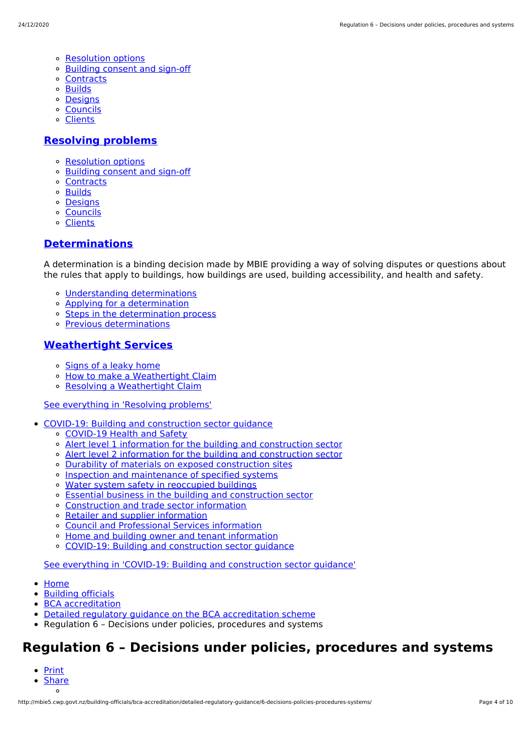- Resolution options
- Building consent and sign-off
- Contracts
- Builds
- Designs
- Councils
- Clients

## Resolving problems

- Resolution options
- Building consent and sign-off
- Contracts
- Builds
- Designs
- Councils
- Clients

## Determinations

A determination is a binding decision made by MBIE providing a way of solving disputes or questions about the rules that apply to buildings, how buildings are used, building accessibility, and health and safety.

- Understanding determinations
- Applying for a determination
- Steps in the determination process
- Previous determinations

## Weathertight Services

- Signs of a leaky home
- How to make a Weathertight Claim
- Resolving a Weathertight Claim

See everything in 'Resolving problems'

- COVID-19: Building and construction sector guidance
  - COVID-19 Health and Safety
  - Alert level 1 information for the building and construction sector
  - Alert level 2 information for the building and construction sector
  - Durability of materials on exposed construction sites
  - Inspection and maintenance of specified systems
  - Water system safety in reoccupied buildings
  - Essential business in the building and construction sector
  - Construction and trade sector information
  - Retailer and supplier information
  - Council and Professional Services information
  - Home and building owner and tenant information
  - COVID-19: Building and construction sector guidance

See everything in 'COVID-19: Building and construction sector guidance'

- Home
- Building officials
- BCA accreditation
- Detailed regulatory guidance on the BCA accreditation scheme
- Regulation 6 – Decisions under policies, procedures and systems

# Regulation 6 – Decisions under policies, procedures and systems

- Print
- Share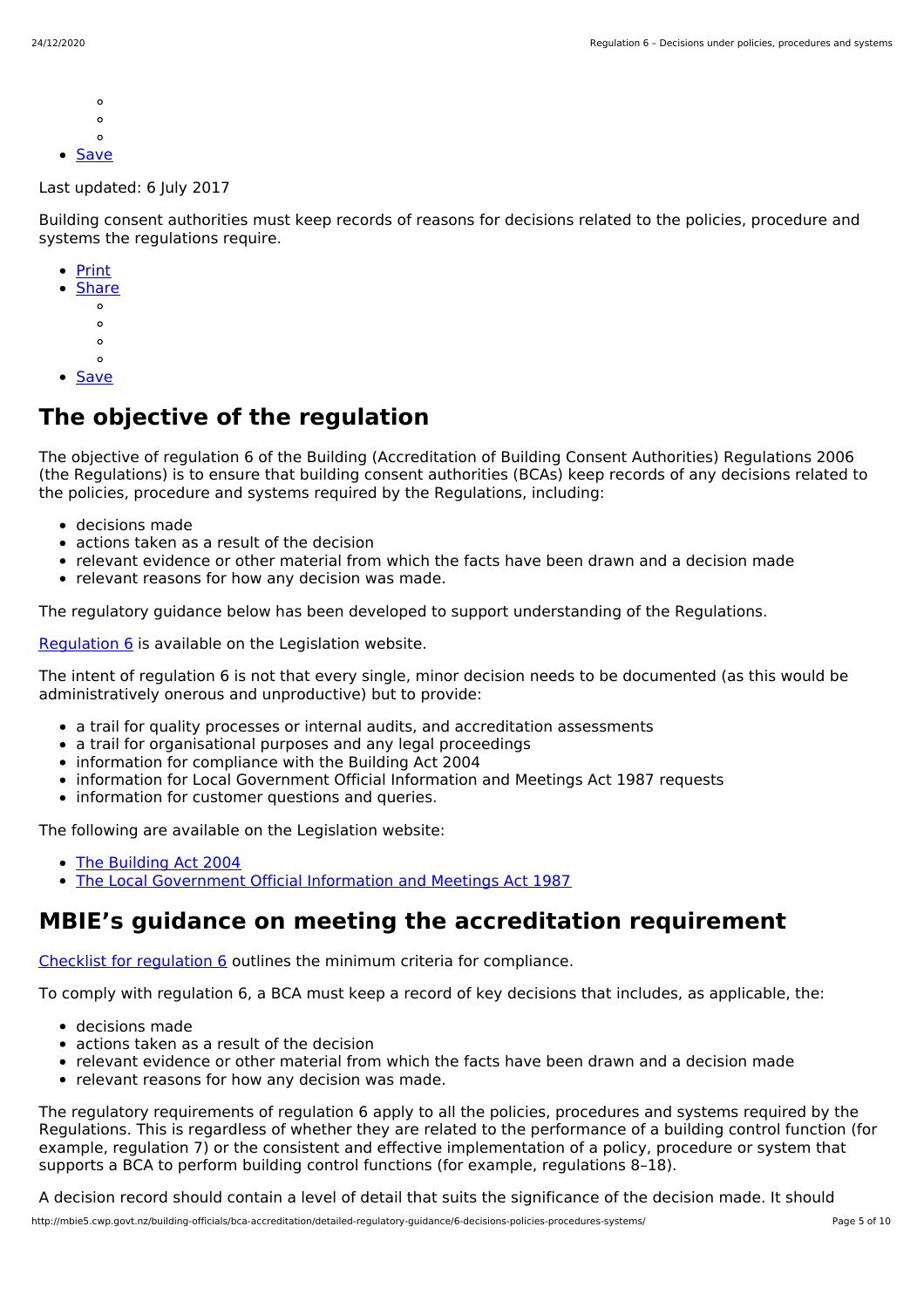- Save

Last updated: 6 July 2017

Building consent authorities must keep records of reasons for decisions related to the policies, procedure and systems the regulations require.

- Print
- Share
- Save

# The objective of the regulation

The objective of regulation 6 of the Building (Accreditation of Building Consent Authorities) Regulations 2006 (the Regulations) is to ensure that building consent authorities (BCAs) keep records of any decisions related to the policies, procedure and systems required by the Regulations, including:

- decisions made
- actions taken as a result of the decision
- relevant evidence or other material from which the facts have been drawn and a decision made
- relevant reasons for how any decision was made.

The regulatory guidance below has been developed to support understanding of the Regulations.

Regulation 6 is available on the Legislation website.

The intent of regulation 6 is not that every single, minor decision needs to be documented (as this would be administratively onerous and unproductive) but to provide:

- a trail for quality processes or internal audits, and accreditation assessments
- a trail for organisational purposes and any legal proceedings
- information for compliance with the Building Act 2004
- information for Local Government Official Information and Meetings Act 1987 requests
- information for customer questions and queries.

The following are available on the Legislation website:

- The Building Act 2004
- The Local Government Official Information and Meetings Act 1987

# MBIE's guidance on meeting the accreditation requirement

Checklist for regulation 6 outlines the minimum criteria for compliance.

To comply with regulation 6, a BCA must keep a record of key decisions that includes, as applicable, the:

- decisions made
- actions taken as a result of the decision
- relevant evidence or other material from which the facts have been drawn and a decision made
- relevant reasons for how any decision was made.

The regulatory requirements of regulation 6 apply to all the policies, procedures and systems required by the Regulations. This is regardless of whether they are related to the performance of a building control function (for example, regulation 7) or the consistent and effective implementation of a policy, procedure or system that supports a BCA to perform building control functions (for example, regulations 8–18).

A decision record should contain a level of detail that suits the significance of the decision made. It should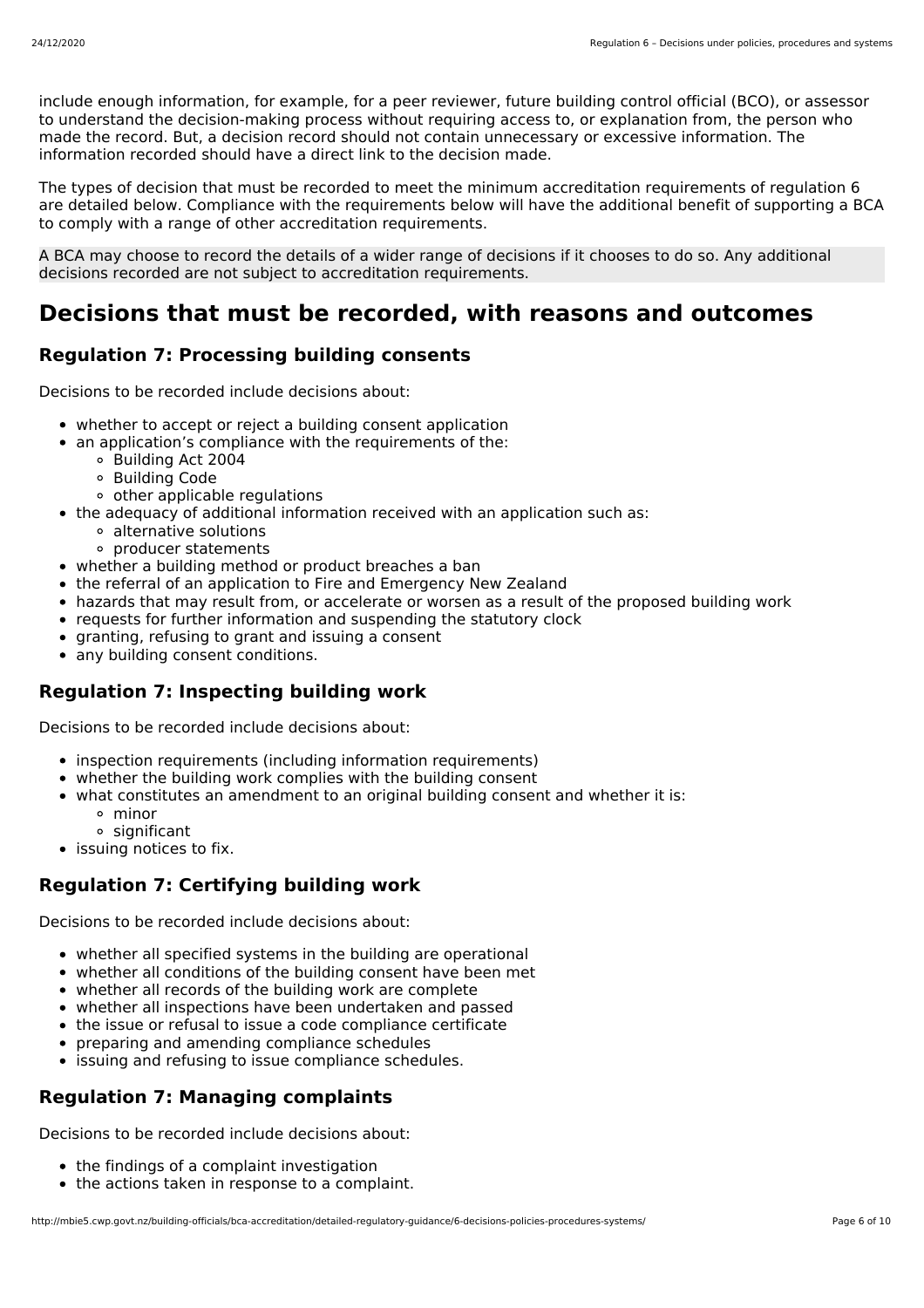include enough information, for example, for a peer reviewer, future building control official (BCO), or assessor to understand the decision-making process without requiring access to, or explanation from, the person who made the record. But, a decision record should not contain unnecessary or excessive information. The information recorded should have a direct link to the decision made.

The types of decision that must be recorded to meet the minimum accreditation requirements of regulation 6 are detailed below. Compliance with the requirements below will have the additional benefit of supporting a BCA to comply with a range of other accreditation requirements.

A BCA may choose to record the details of a wider range of decisions if it chooses to do so. Any additional decisions recorded are not subject to accreditation requirements.

## Decisions that must be recorded, with reasons and outcomes

### Regulation 7: Processing building consents

Decisions to be recorded include decisions about:

- whether to accept or reject a building consent application
- an application's compliance with the requirements of the:
  - Building Act 2004
  - Building Code
  - other applicable regulations
- the adequacy of additional information received with an application such as:
  - alternative solutions
  - producer statements
- whether a building method or product breaches a ban
- the referral of an application to Fire and Emergency New Zealand
- hazards that may result from, or accelerate or worsen as a result of the proposed building work
- requests for further information and suspending the statutory clock
- granting, refusing to grant and issuing a consent
- any building consent conditions.

### Regulation 7: Inspecting building work

Decisions to be recorded include decisions about:

- inspection requirements (including information requirements)
- whether the building work complies with the building consent
- what constitutes an amendment to an original building consent and whether it is:
  - minor
  - significant
- issuing notices to fix.

### Regulation 7: Certifying building work

Decisions to be recorded include decisions about:

- whether all specified systems in the building are operational
- whether all conditions of the building consent have been met
- whether all records of the building work are complete
- whether all inspections have been undertaken and passed
- the issue or refusal to issue a code compliance certificate
- preparing and amending compliance schedules
- issuing and refusing to issue compliance schedules.

### Regulation 7: Managing complaints

Decisions to be recorded include decisions about:

- the findings of a complaint investigation
- the actions taken in response to a complaint.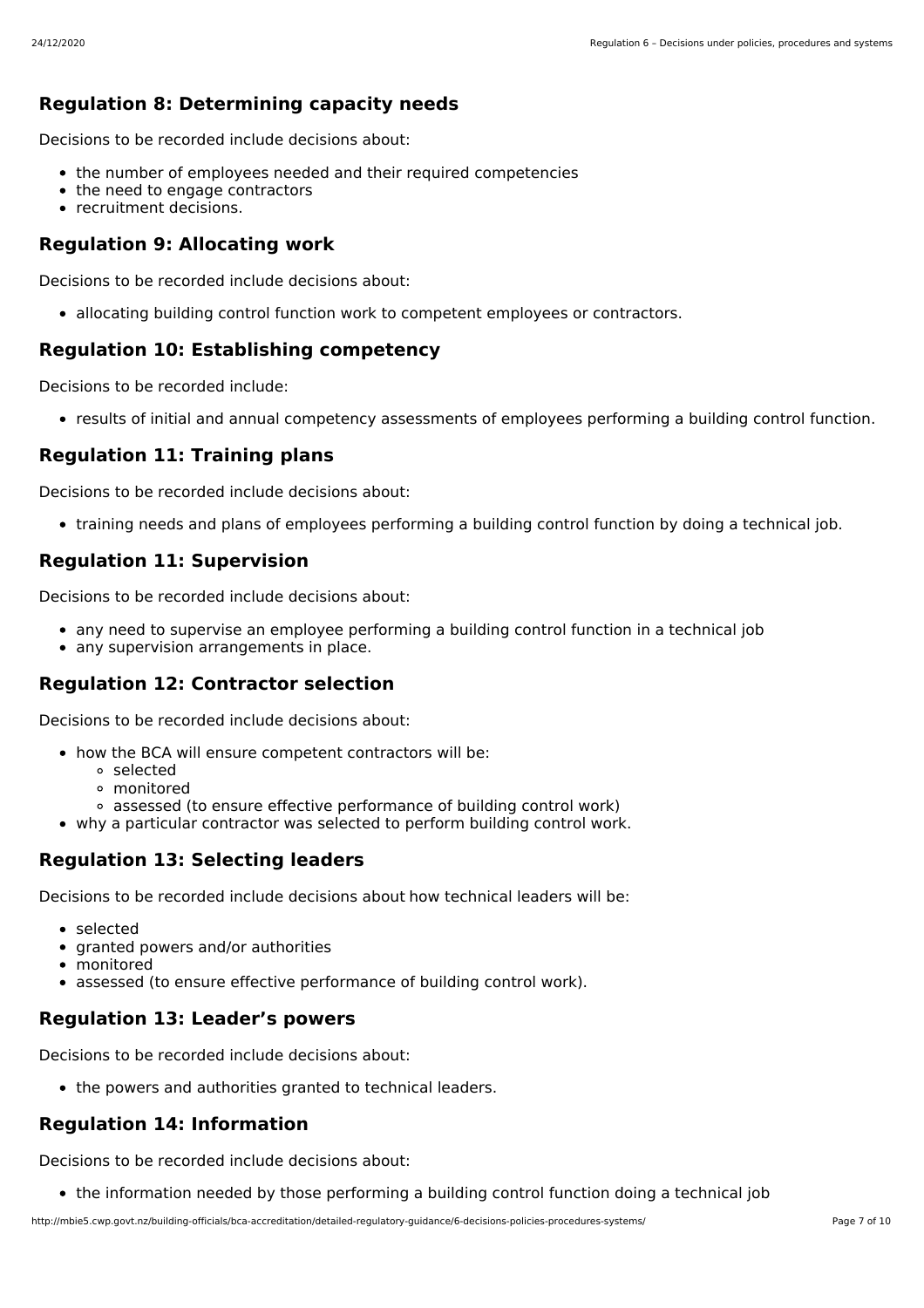## Regulation 8: Determining capacity needs

Decisions to be recorded include decisions about:

- the number of employees needed and their required competencies
- the need to engage contractors
- recruitment decisions.

## Regulation 9: Allocating work

Decisions to be recorded include decisions about:

- allocating building control function work to competent employees or contractors.

## Regulation 10: Establishing competency

Decisions to be recorded include:

- results of initial and annual competency assessments of employees performing a building control function.

## Regulation 11: Training plans

Decisions to be recorded include decisions about:

- training needs and plans of employees performing a building control function by doing a technical job.

## Regulation 11: Supervision

Decisions to be recorded include decisions about:

- any need to supervise an employee performing a building control function in a technical job
- any supervision arrangements in place.

## Regulation 12: Contractor selection

Decisions to be recorded include decisions about:

- how the BCA will ensure competent contractors will be:
  - selected
  - monitored
  - assessed (to ensure effective performance of building control work)
- why a particular contractor was selected to perform building control work.

## Regulation 13: Selecting leaders

Decisions to be recorded include decisions about how technical leaders will be:

- selected
- granted powers and/or authorities
- monitored
- assessed (to ensure effective performance of building control work).

## Regulation 13: Leader's powers

Decisions to be recorded include decisions about:

- the powers and authorities granted to technical leaders.

## Regulation 14: Information

Decisions to be recorded include decisions about:

- the information needed by those performing a building control function doing a technical job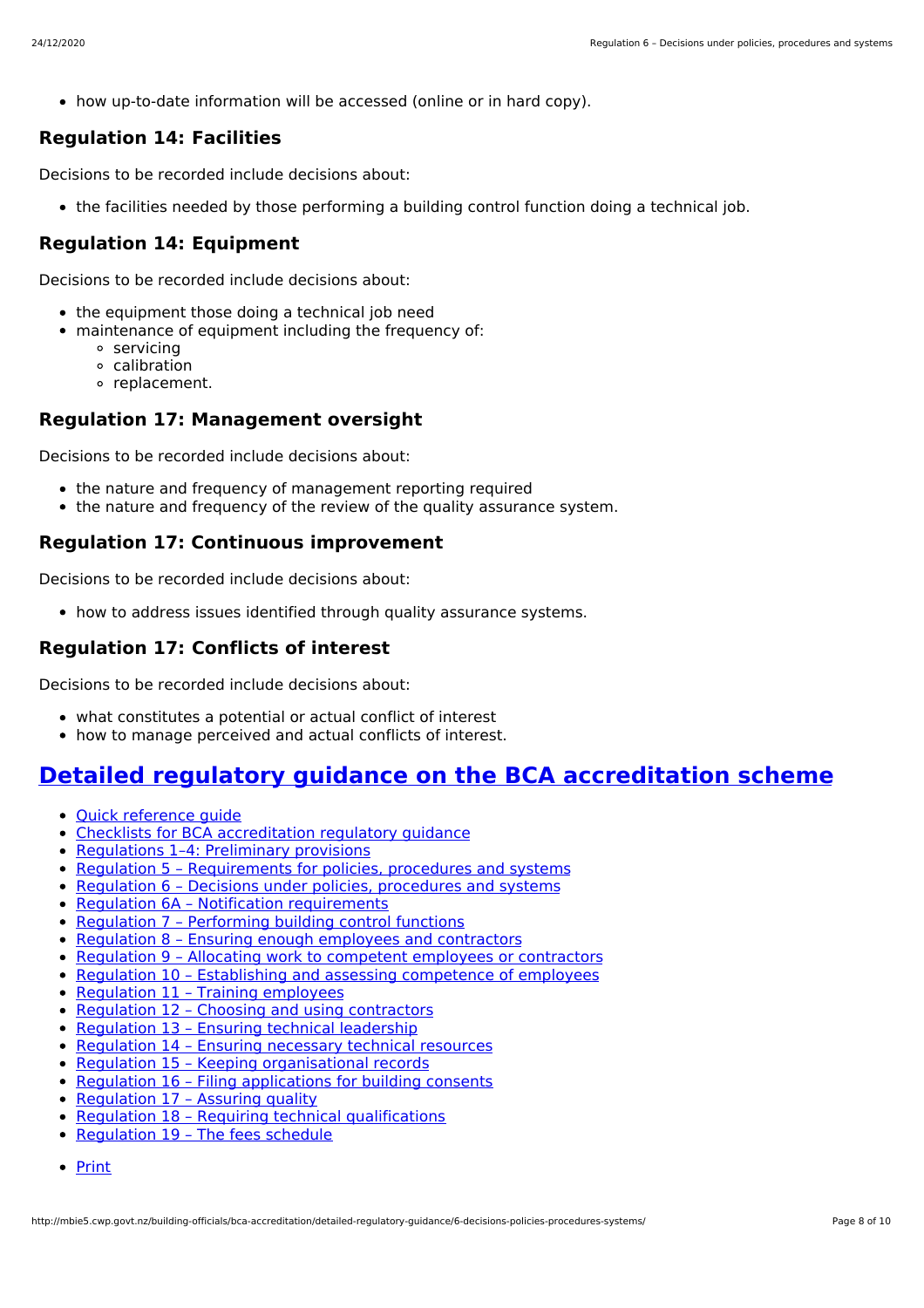- how up-to-date information will be accessed (online or in hard copy).

### Regulation 14: Facilities

Decisions to be recorded include decisions about:

- the facilities needed by those performing a building control function doing a technical job.

### Regulation 14: Equipment

Decisions to be recorded include decisions about:

- the equipment those doing a technical job need
- maintenance of equipment including the frequency of:
  - servicing
  - calibration
  - replacement.

### Regulation 17: Management oversight

Decisions to be recorded include decisions about:

- the nature and frequency of management reporting required
- the nature and frequency of the review of the quality assurance system.

### Regulation 17: Continuous improvement

Decisions to be recorded include decisions about:

- how to address issues identified through quality assurance systems.

### Regulation 17: Conflicts of interest

Decisions to be recorded include decisions about:

- what constitutes a potential or actual conflict of interest
- how to manage perceived and actual conflicts of interest.

## Detailed regulatory guidance on the BCA accreditation scheme

- Quick reference guide
- Checklists for BCA accreditation regulatory guidance
- Regulations 1–4: Preliminary provisions
- Regulation 5 – Requirements for policies, procedures and systems
- Regulation 6 – Decisions under policies, procedures and systems
- Regulation 6A – Notification requirements
- Regulation 7 – Performing building control functions
- Regulation 8 – Ensuring enough employees and contractors
- Regulation 9 – Allocating work to competent employees or contractors
- Regulation 10 – Establishing and assessing competence of employees
- Regulation 11 – Training employees
- Regulation 12 – Choosing and using contractors
- Regulation 13 – Ensuring technical leadership
- Regulation 14 – Ensuring necessary technical resources
- Regulation 15 – Keeping organisational records
- Regulation 16 – Filing applications for building consents
- Regulation 17 – Assuring quality
- Regulation 18 – Requiring technical qualifications
- Regulation 19 – The fees schedule

- Print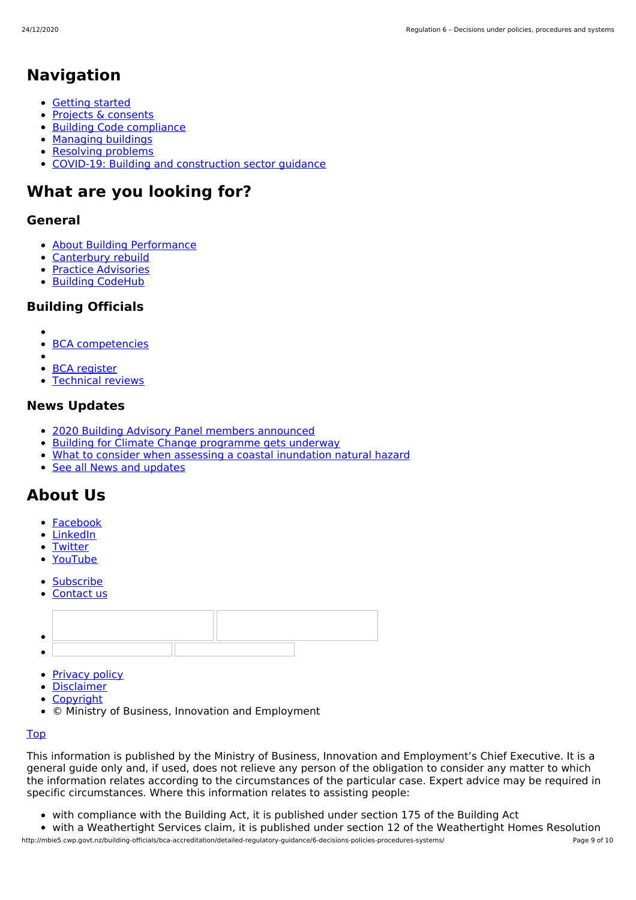## Navigation

- Getting started
- Projects & consents
- Building Code compliance
- Managing buildings
- Resolving problems
- COVID-19: Building and construction sector guidance

## What are you looking for?

### General

- About Building Performance
- Canterbury rebuild
- Practice Advisories
- Building CodeHub

### Building Officials

- 
- BCA competencies
- 
- BCA register
- Technical reviews

### News Updates

- 2020 Building Advisory Panel members announced
- Building for Climate Change programme gets underway
- What to consider when assessing a coastal inundation natural hazard
- See all News and updates

## About Us

- Facebook
- LinkedIn
- Twitter
- YouTube

- Subscribe
- Contact us

- Privacy policy
- Disclaimer
- Copyright
- © Ministry of Business, Innovation and Employment

Top

This information is published by the Ministry of Business, Innovation and Employment's Chief Executive. It is a general guide only and, if used, does not relieve any person of the obligation to consider any matter to which the information relates according to the circumstances of the particular case. Expert advice may be required in specific circumstances. Where this information relates to assisting people:

- with compliance with the Building Act, it is published under section 175 of the Building Act
- with a Weathertight Services claim, it is published under section 12 of the Weathertight Homes Resolution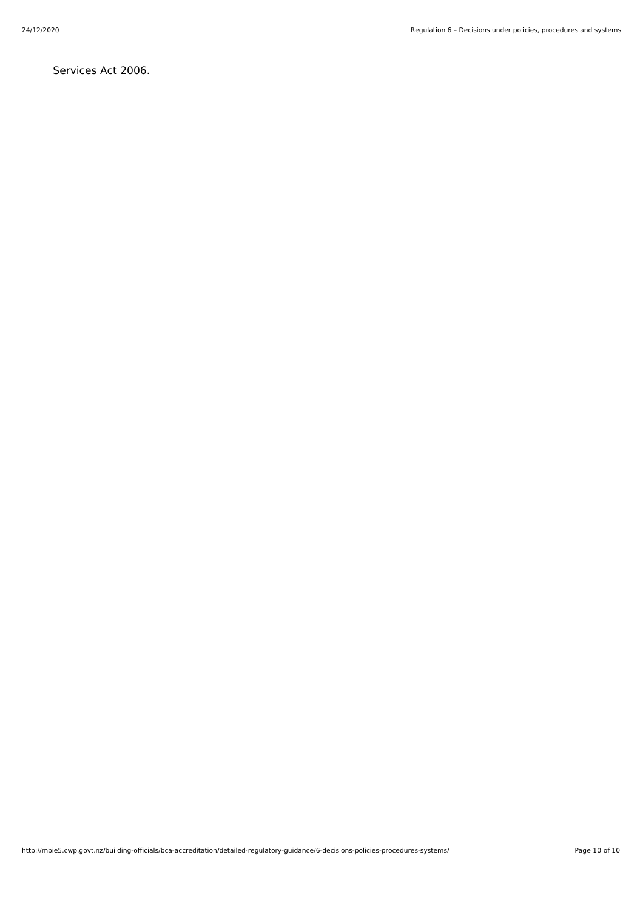Services Act 2006.